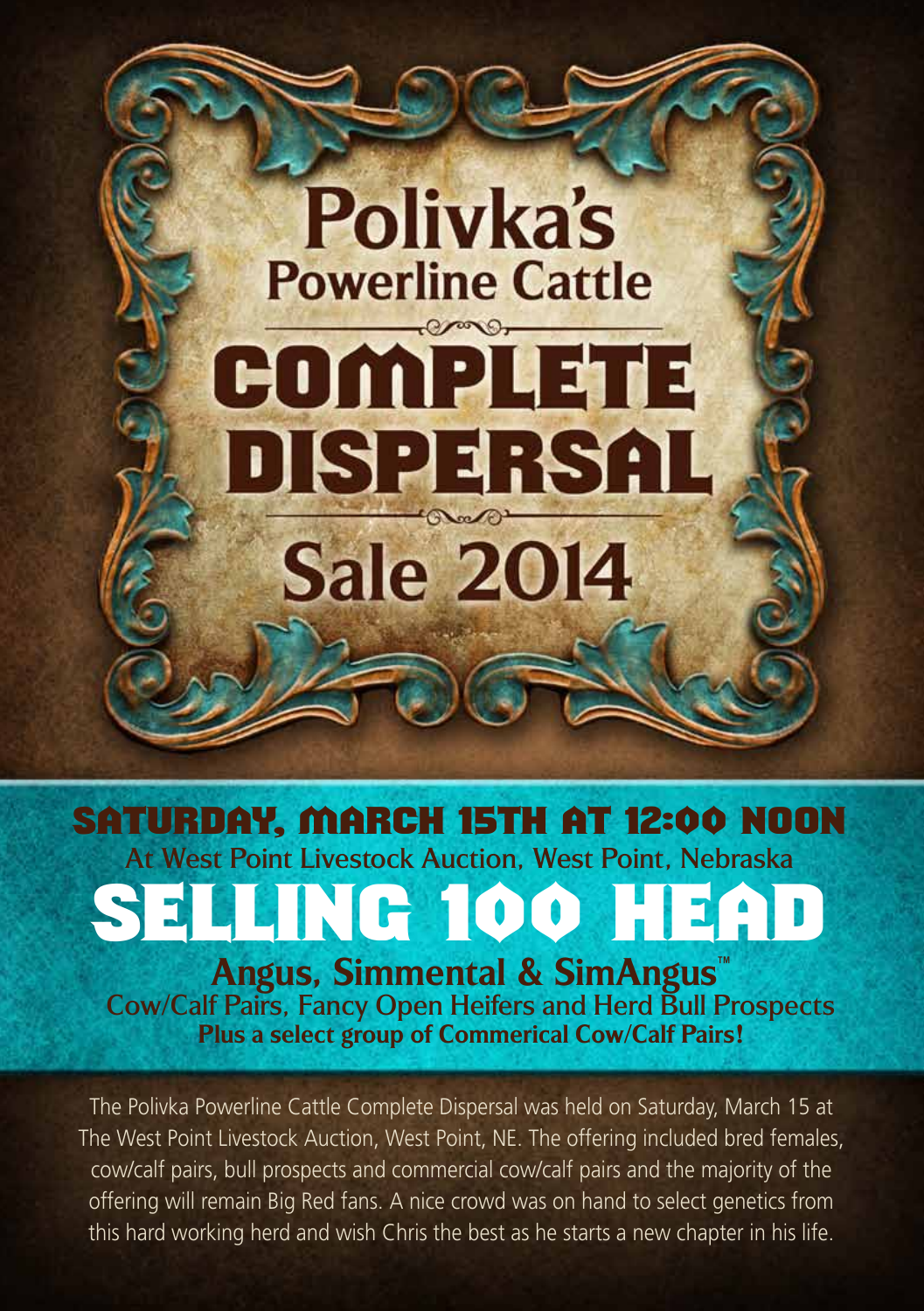# Polivka's Powerline Cattle

# COMPLETE DISPERSAL

# Sale 2014

## SATURDAY, MARCH 15TH AT 12:00 NOON

At West Point Livestock Auction, West Point, Nebraska

## SELLING 100 HEAD

### Angus, Simmental & SimAngus™

Cow/Calf Pairs, Fancy Open Heifers and Herd Bull Prospects

**Plus a select group of Commerical Cow/Calf Pairs!**

The Polivka Powerline Cattle Complete Dispersal was held on Saturday, March 15 at The West Point Livestock Auction, West Point, NE. The offering included bred females, cow/calf pairs, bull prospects and commercial cow/calf pairs and the majority of the offering will remain Big Red fans. A nice crowd was on hand to select genetics from this hard working herd and wish Chris the best as he starts a new chapter in his life.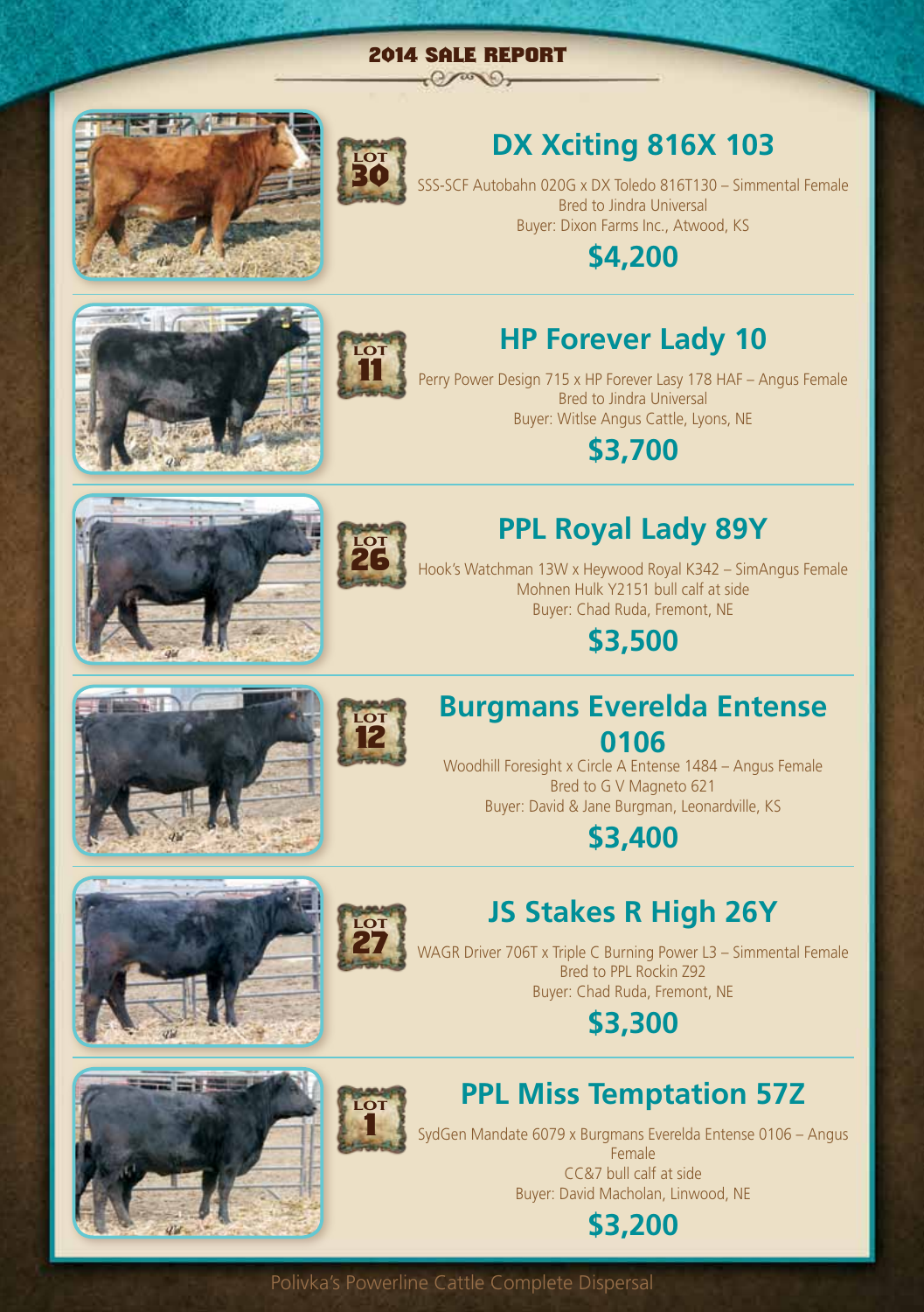## 2014 SALE REPORT

LOT 30

### DX Xciting 816X 103

SSS-SCF Autobahn 020G x DX Toledo 816T130 – Simmental Female
Bred to Jindra Universal
Buyer: Dixon Farms Inc., Atwood, KS

**$4,200**

LOT 11

### HP Forever Lady 10

Perry Power Design 715 x HP Forever Lasy 178 HAF – Angus Female
Bred to Jindra Universal
Buyer: Witlse Angus Cattle, Lyons, NE

**$3,700**

LOT 26

### PPL Royal Lady 89Y

Hook's Watchman 13W x Heywood Royal K342 – SimAngus Female
Mohnen Hulk Y2151 bull calf at side
Buyer: Chad Ruda, Fremont, NE

**$3,500**

LOT 12

### Burgmans Everelda Entense 0106

Woodhill Foresight x Circle A Entense 1484 – Angus Female
Bred to G V Magneto 621
Buyer: David & Jane Burgman, Leonardville, KS

**$3,400**

LOT 27

### JS Stakes R High 26Y

WAGR Driver 706T x Triple C Burning Power L3 – Simmental Female
Bred to PPL Rockin Z92
Buyer: Chad Ruda, Fremont, NE

**$3,300**

LOT 1

### PPL Miss Temptation 57Z

SydGen Mandate 6079 x Burgmans Everelda Entense 0106 – Angus Female
CC&7 bull calf at side
Buyer: David Macholan, Linwood, NE

**$3,200**

Polivka's Powerline Cattle Complete Dispersal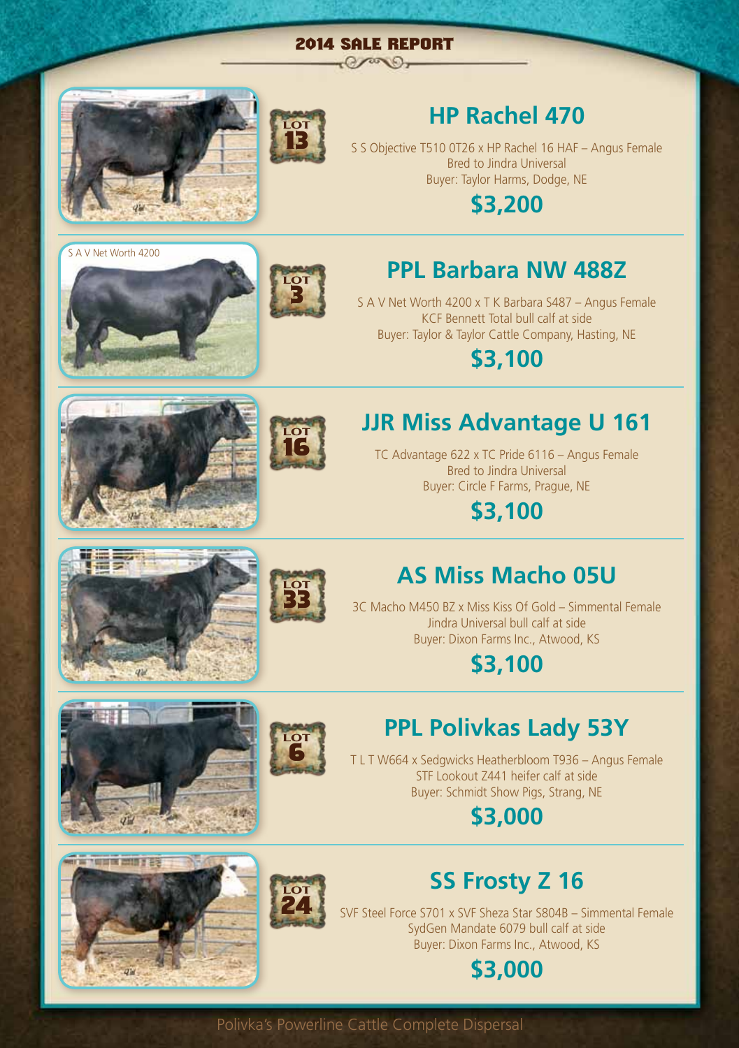## 2014 SALE REPORT

### HP Rachel 470

LOT 13

S S Objective T510 0T26 x HP Rachel 16 HAF – Angus Female
Bred to Jindra Universal
Buyer: Taylor Harms, Dodge, NE

**$3,200**

### PPL Barbara NW 488Z

S A V Net Worth 4200

LOT 3

S A V Net Worth 4200 x T K Barbara S487 – Angus Female
KCF Bennett Total bull calf at side
Buyer: Taylor & Taylor Cattle Company, Hasting, NE

**$3,100**

### JJR Miss Advantage U 161

LOT 16

TC Advantage 622 x TC Pride 6116 – Angus Female
Bred to Jindra Universal
Buyer: Circle F Farms, Prague, NE

**$3,100**

### AS Miss Macho 05U

LOT 33

3C Macho M450 BZ x Miss Kiss Of Gold – Simmental Female
Jindra Universal bull calf at side
Buyer: Dixon Farms Inc., Atwood, KS

**$3,100**

### PPL Polivkas Lady 53Y

LOT 6

T L T W664 x Sedgwicks Heatherbloom T936 – Angus Female
STF Lookout Z441 heifer calf at side
Buyer: Schmidt Show Pigs, Strang, NE

**$3,000**

### SS Frosty Z 16

LOT 24

SVF Steel Force S701 x SVF Sheza Star S804B – Simmental Female
SydGen Mandate 6079 bull calf at side
Buyer: Dixon Farms Inc., Atwood, KS

**$3,000**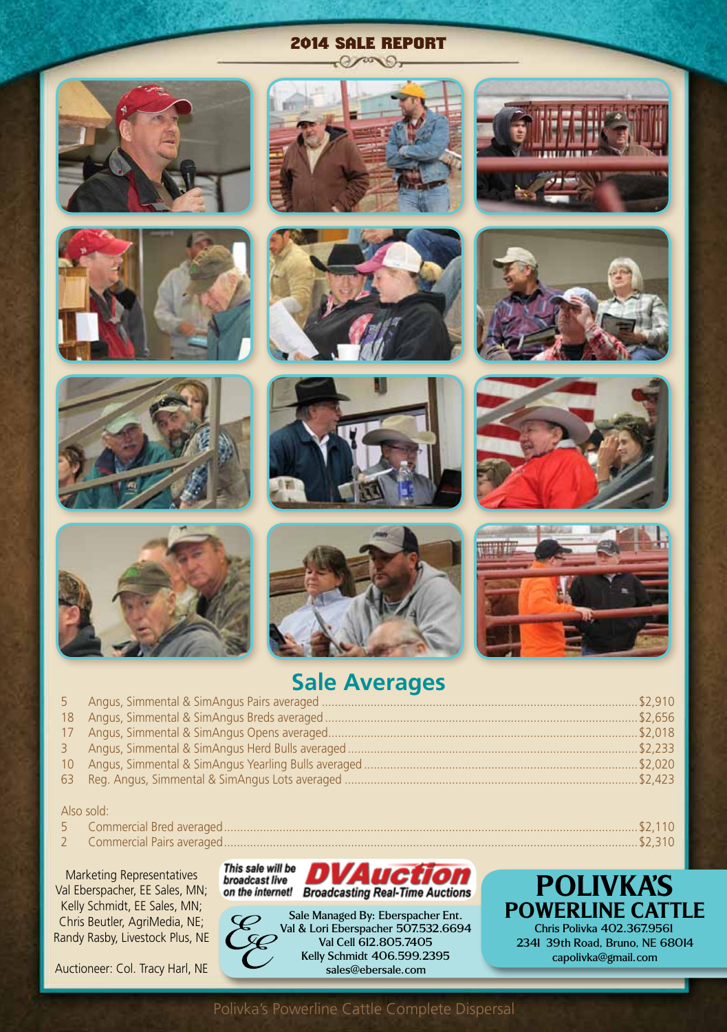## 2014 SALE REPORT

## Sale Averages

| | | |
|---|---|---|
| 5 | Angus, Simmental & SimAngus Pairs averaged | $2,910 |
| 18 | Angus, Simmental & SimAngus Breds averaged | $2,656 |
| 17 | Angus, Simmental & SimAngus Opens averaged | $2,018 |
| 3 | Angus, Simmental & SimAngus Herd Bulls averaged | $2,233 |
| 10 | Angus, Simmental & SimAngus Yearling Bulls averaged | $2,020 |
| 63 | Reg. Angus, Simmental & SimAngus Lots averaged | $2,423 |

Also sold:

| | | |
|---|---|---|
| 5 | Commercial Bred averaged | $2,110 |
| 2 | Commercial Pairs averaged | $2,310 |

Marketing Representatives
Val Eberspacher, EE Sales, MN;
Kelly Schmidt, EE Sales, MN;
Chris Beutler, AgriMedia, NE;
Randy Rasby, Livestock Plus, NE

Auctioneer: Col. Tracy Harl, NE

*This sale will be broadcast live on the internet!* **DVAuction** Broadcasting Real-Time Auctions

Sale Managed By: Eberspacher Ent.
Val & Lori Eberspacher 507.532.6694
Val Cell 612.805.7405
Kelly Schmidt 406.599.2395
sales@ebersale.com

**POLIVKA'S POWERLINE CATTLE**
Chris Polivka 402.367.9561
2341 39th Road, Bruno, NE 68014
capolivka@gmail.com

Polivka's Powerline Cattle Complete Dispersal